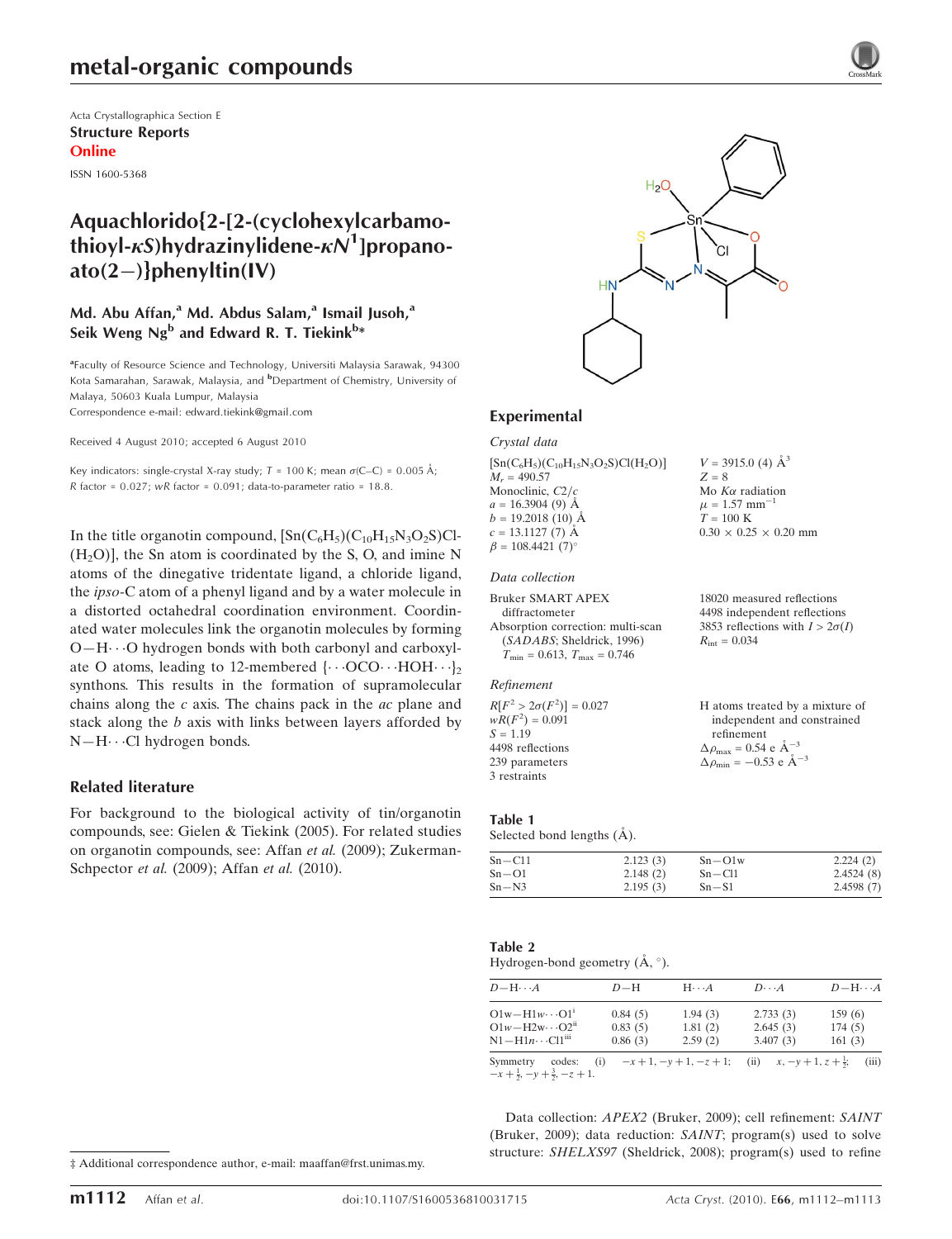# metal-organic compounds

Acta Crystallographica Section E
**Structure Reports Online**
ISSN 1600-5368

# Aquachlorido{2-[2-(cyclohexylcarbamothioyl-$\kappa S$)hydrazinylidene-$\kappa N^1$]propanoato(2−)}phenyltin(IV)

**Md. Abu Affan,[a] Md. Abdus Salam,[a] Ismail Jusoh,[a] Seik Weng Ng[b] and Edward R. T. Tiekink[b]***

[a]Faculty of Resource Science and Technology, Universiti Malaysia Sarawak, 94300 Kota Samarahan, Sarawak, Malaysia, and [b]Department of Chemistry, University of Malaya, 50603 Kuala Lumpur, Malaysia
Correspondence e-mail: edward.tiekink@gmail.com

Received 4 August 2010; accepted 6 August 2010

Key indicators: single-crystal X-ray study; $T$ = 100 K; mean $\sigma$(C–C) = 0.005 Å; $R$ factor = 0.027; $wR$ factor = 0.091; data-to-parameter ratio = 18.8.

In the title organotin compound, $[Sn(C_6H_5)(C_{10}H_{15}N_3O_2S)Cl(H_2O)]$, the Sn atom is coordinated by the S, O, and imine N atoms of the dinegative tridentate ligand, a chloride ligand, the *ipso*-C atom of a phenyl ligand and by a water molecule in a distorted octahedral coordination environment. Coordinated water molecules link the organotin molecules by forming O—H⋯O hydrogen bonds with both carbonyl and carboxylate O atoms, leading to 12-membered {⋯OCO⋯HOH⋯}$_2$ synthons. This results in the formation of supramolecular chains along the $c$ axis. The chains pack in the $ac$ plane and stack along the $b$ axis with links between layers afforded by N—H⋯Cl hydrogen bonds.

## Related literature

For background to the biological activity of tin/organotin compounds, see: Gielen & Tiekink (2005). For related studies on organotin compounds, see: Affan *et al.* (2009); Zukerman-Schpector *et al.* (2009); Affan *et al.* (2010).

## Experimental

### Crystal data

$[Sn(C_6H_5)(C_{10}H_{15}N_3O_2S)Cl(H_2O)]$
$M_r$ = 490.57
Monoclinic, $C2/c$
$a$ = 16.3904 (9) Å
$b$ = 19.2018 (10) Å
$c$ = 13.1127 (7) Å
$\beta$ = 108.4421 (7)°
$V$ = 3915.0 (4) Å$^3$
$Z$ = 8
Mo $K\alpha$ radiation
$\mu$ = 1.57 mm$^{-1}$
$T$ = 100 K
0.30 × 0.25 × 0.20 mm

### Data collection

Bruker SMART APEX diffractometer
Absorption correction: multi-scan (*SADABS*; Sheldrick, 1996)
$T_{min}$ = 0.613, $T_{max}$ = 0.746
18020 measured reflections
4498 independent reflections
3853 reflections with $I > 2\sigma(I)$
$R_{int}$ = 0.034

### Refinement

$R[F^2 > 2\sigma(F^2)]$ = 0.027
$wR(F^2)$ = 0.091
$S$ = 1.19
4498 reflections
239 parameters
3 restraints
H atoms treated by a mixture of independent and constrained refinement
$\Delta\rho_{max}$ = 0.54 e Å$^{-3}$
$\Delta\rho_{min}$ = −0.53 e Å$^{-3}$

**Table 1**
Selected bond lengths (Å).

| | | | |
|---|---|---|---|
| Sn—C11 | 2.123 (3) | Sn—O1w | 2.224 (2) |
| Sn—O1 | 2.148 (2) | Sn—Cl1 | 2.4524 (8) |
| Sn—N3 | 2.195 (3) | Sn—S1 | 2.4598 (7) |

**Table 2**
Hydrogen-bond geometry (Å, °).

| $D$—H⋯$A$ | $D$—H | H⋯$A$ | $D$⋯$A$ | $D$—H⋯$A$ |
|---|---|---|---|---|
| O1w—H1w⋯O1[i] | 0.84 (5) | 1.94 (3) | 2.733 (3) | 159 (6) |
| O1w—H2w⋯O2[ii] | 0.83 (5) | 1.81 (2) | 2.645 (3) | 174 (5) |
| N1—H1n⋯Cl1[iii] | 0.86 (3) | 2.59 (2) | 3.407 (3) | 161 (3) |

Symmetry codes: (i) $-x+1, -y+1, -z+1$; (ii) $x, -y+1, z+\frac{1}{2}$; (iii) $-x+\frac{1}{2}, -y+\frac{3}{2}, -z+1$.

Data collection: *APEX2* (Bruker, 2009); cell refinement: *SAINT* (Bruker, 2009); data reduction: *SAINT*; program(s) used to solve structure: *SHELXS97* (Sheldrick, 2008); program(s) used to refine

‡ Additional correspondence author, e-mail: maaffan@frst.unimas.my.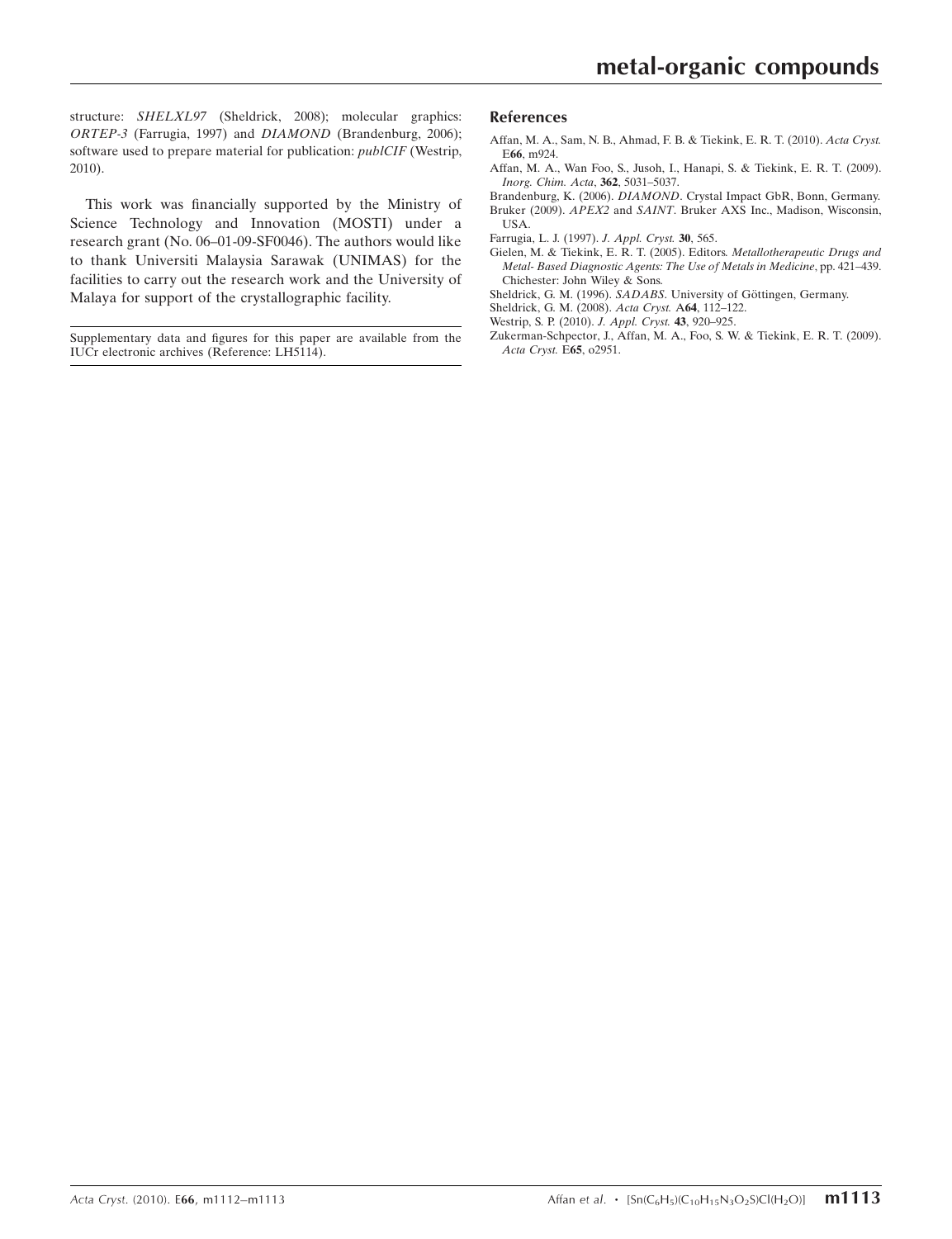structure: *SHELXL97* (Sheldrick, 2008); molecular graphics: *ORTEP-3* (Farrugia, 1997) and *DIAMOND* (Brandenburg, 2006); software used to prepare material for publication: *publCIF* (Westrip, 2010).

This work was financially supported by the Ministry of Science Technology and Innovation (MOSTI) under a research grant (No. 06–01-09-SF0046). The authors would like to thank Universiti Malaysia Sarawak (UNIMAS) for the facilities to carry out the research work and the University of Malaya for support of the crystallographic facility.

Supplementary data and figures for this paper are available from the IUCr electronic archives (Reference: LH5114).

## References

Affan, M. A., Sam, N. B., Ahmad, F. B. & Tiekink, E. R. T. (2010). *Acta Cryst.* E**66**, m924.

Affan, M. A., Wan Foo, S., Jusoh, I., Hanapi, S. & Tiekink, E. R. T. (2009). *Inorg. Chim. Acta*, **362**, 5031–5037.

Brandenburg, K. (2006). *DIAMOND*. Crystal Impact GbR, Bonn, Germany.

Bruker (2009). *APEX2* and *SAINT*. Bruker AXS Inc., Madison, Wisconsin, USA.

Farrugia, L. J. (1997). *J. Appl. Cryst.* **30**, 565.

Gielen, M. & Tiekink, E. R. T. (2005). Editors. *Metallotherapeutic Drugs and Metal- Based Diagnostic Agents: The Use of Metals in Medicine*, pp. 421–439. Chichester: John Wiley & Sons.

Sheldrick, G. M. (1996). *SADABS*. University of Göttingen, Germany.

Sheldrick, G. M. (2008). *Acta Cryst.* A**64**, 112–122.

Westrip, S. P. (2010). *J. Appl. Cryst.* **43**, 920–925.

Zukerman-Schpector, J., Affan, M. A., Foo, S. W. & Tiekink, E. R. T. (2009). *Acta Cryst.* E**65**, o2951.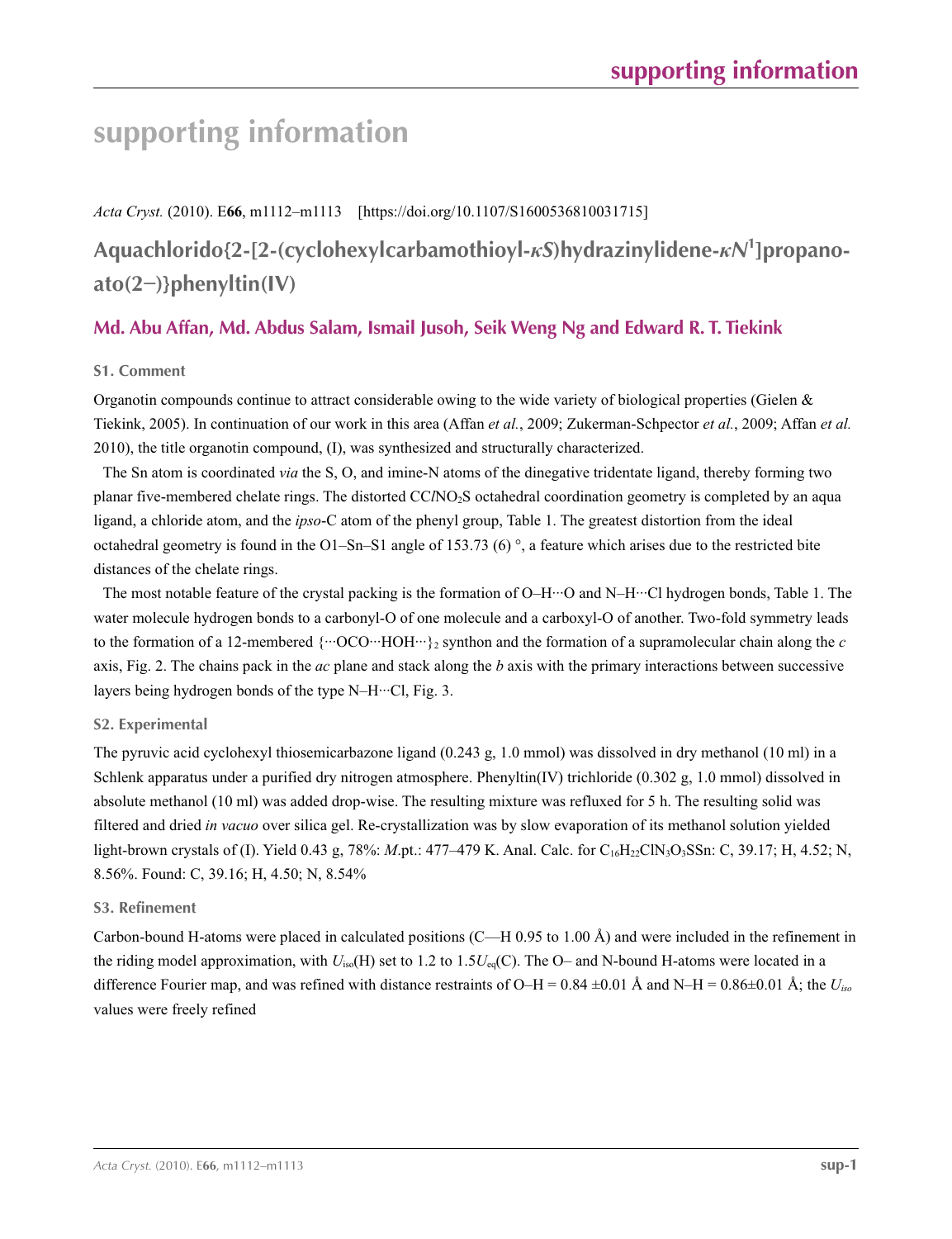# supporting information

*Acta Cryst.* (2010). E**66**, m1112–m1113    [https://doi.org/10.1107/S1600536810031715]

## Aquachlorido{2-[2-(cyclohexylcarbamothioyl-*κS*)hydrazinylidene-*κN*[1]]propanoato(2−)}phenyltin(IV)

### Md. Abu Affan, Md. Abdus Salam, Ismail Jusoh, Seik Weng Ng and Edward R. T. Tiekink

#### S1. Comment

Organotin compounds continue to attract considerable owing to the wide variety of biological properties (Gielen & Tiekink, 2005). In continuation of our work in this area (Affan *et al.*, 2009; Zukerman-Schpector *et al.*, 2009; Affan *et al.* 2010), the title organotin compound, (I), was synthesized and structurally characterized.

The Sn atom is coordinated *via* the S, O, and imine-N atoms of the dinegative tridentate ligand, thereby forming two planar five-membered chelate rings. The distorted CC*l*$NO_2S$ octahedral coordination geometry is completed by an aqua ligand, a chloride atom, and the *ipso*-C atom of the phenyl group, Table 1. The greatest distortion from the ideal octahedral geometry is found in the O1–Sn–S1 angle of 153.73 (6) °, a feature which arises due to the restricted bite distances of the chelate rings.

The most notable feature of the crystal packing is the formation of O–H···O and N–H···Cl hydrogen bonds, Table 1. The water molecule hydrogen bonds to a carbonyl-O of one molecule and a carboxyl-O of another. Two-fold symmetry leads to the formation of a 12-membered $\{\cdots OCO\cdots HOH\cdots\}_2$ synthon and the formation of a supramolecular chain along the *c* axis, Fig. 2. The chains pack in the *ac* plane and stack along the *b* axis with the primary interactions between successive layers being hydrogen bonds of the type N–H···Cl, Fig. 3.

#### S2. Experimental

The pyruvic acid cyclohexyl thiosemicarbazone ligand (0.243 g, 1.0 mmol) was dissolved in dry methanol (10 ml) in a Schlenk apparatus under a purified dry nitrogen atmosphere. Phenyltin(IV) trichloride (0.302 g, 1.0 mmol) dissolved in absolute methanol (10 ml) was added drop-wise. The resulting mixture was refluxed for 5 h. The resulting solid was filtered and dried *in vacuo* over silica gel. Re-crystallization was by slow evaporation of its methanol solution yielded light-brown crystals of (I). Yield 0.43 g, 78%: *M*.pt.: 477–479 K. Anal. Calc. for $C_{16}H_{22}ClN_3O_3SSn$: C, 39.17; H, 4.52; N, 8.56%. Found: C, 39.16; H, 4.50; N, 8.54%

#### S3. Refinement

Carbon-bound H-atoms were placed in calculated positions (C—H 0.95 to 1.00 Å) and were included in the refinement in the riding model approximation, with $U_{iso}$(H) set to 1.2 to 1.5$U_{eq}$(C). The O– and N-bound H-atoms were located in a difference Fourier map, and was refined with distance restraints of O–H = 0.84 ±0.01 Å and N–H = 0.86±0.01 Å; the $U_{iso}$ values were freely refined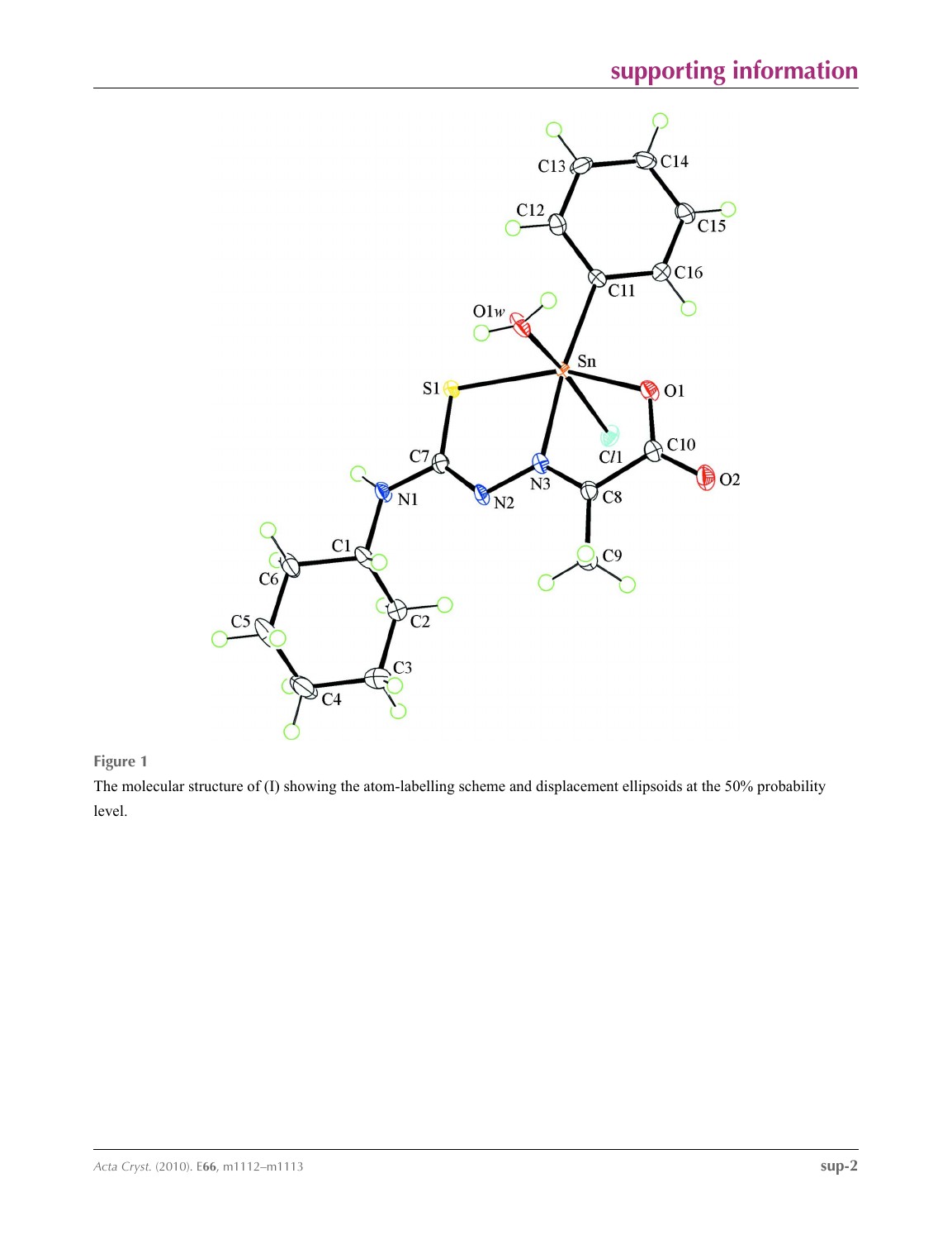**Figure 1**

The molecular structure of (I) showing the atom-labelling scheme and displacement ellipsoids at the 50% probability level.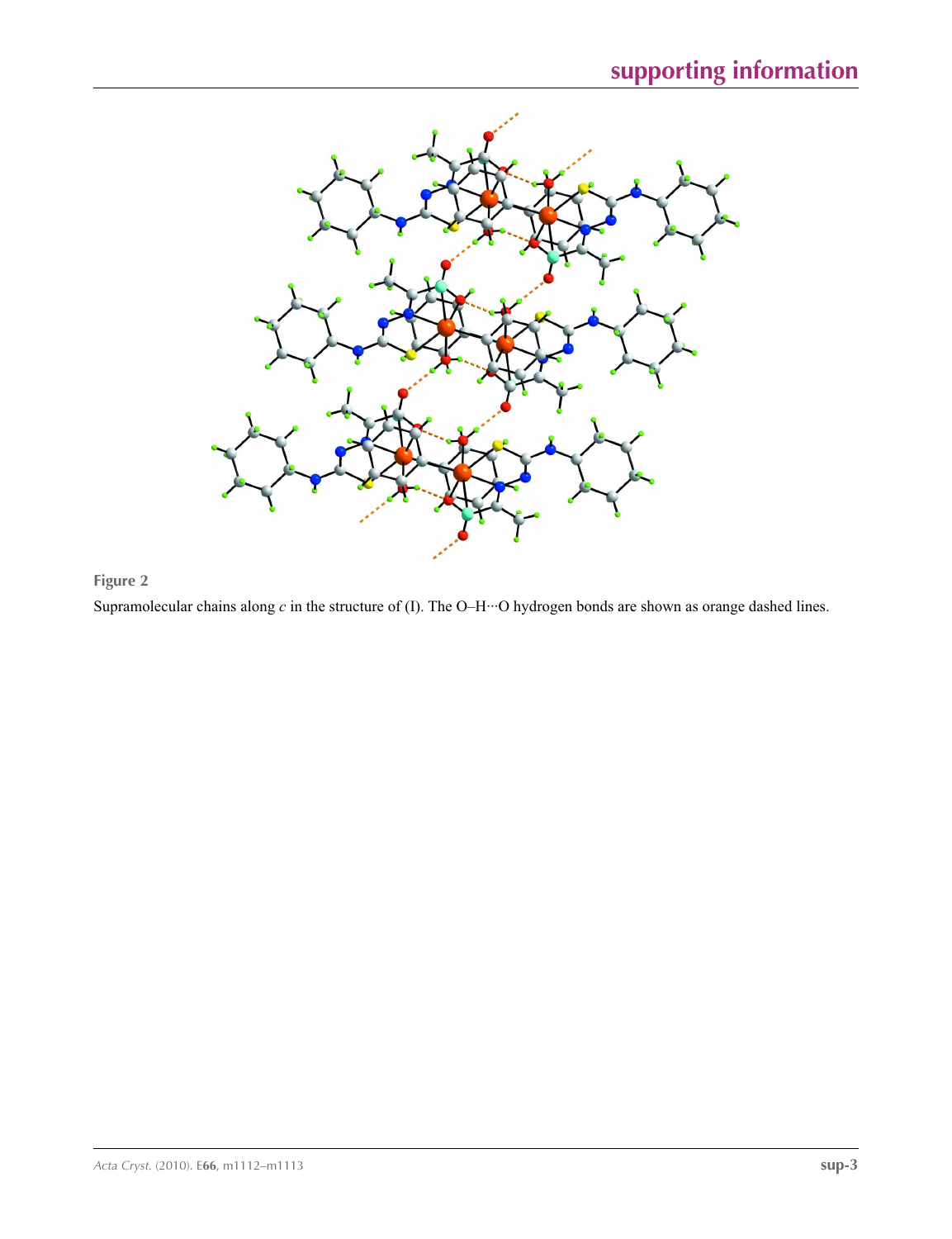**Figure 2**

Supramolecular chains along *c* in the structure of (I). The O–H···O hydrogen bonds are shown as orange dashed lines.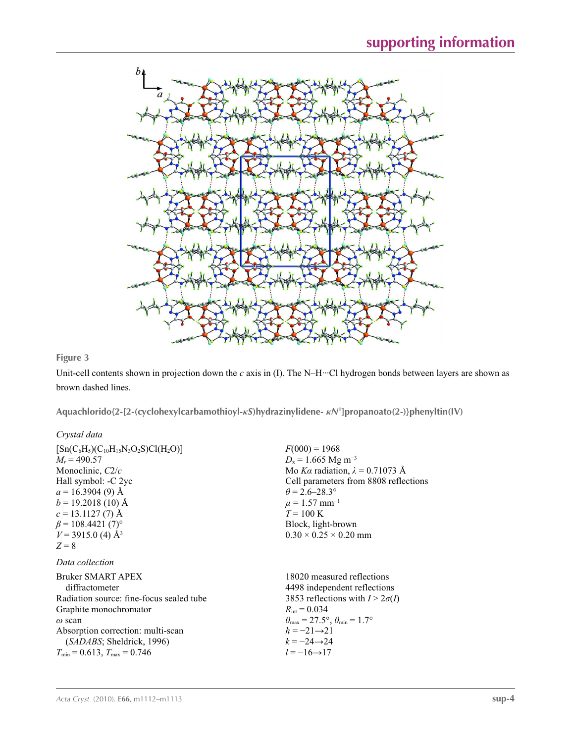**Figure 3**

Unit-cell contents shown in projection down the *c* axis in (I). The N—H···Cl hydrogen bonds between layers are shown as brown dashed lines.

**Aquachlorido{2-[2-(cyclohexylcarbamothioyl-*κS*)hydrazinylidene- *κN*[1]]propanoato(2-)}phenyltin(IV)**

*Crystal data*

$[Sn(C_6H_5)(C_{10}H_{15}N_3O_2S)Cl(H_2O)]$
$M_r = 490.57$
Monoclinic, *C*2/*c*
Hall symbol: -C 2yc
$a = 16.3904$ (9) Å
$b = 19.2018$ (10) Å
$c = 13.1127$ (7) Å
$\beta = 108.4421$ (7)°
$V = 3915.0$ (4) Å$^3$
$Z = 8$
$F(000) = 1968$
$D_x = 1.665$ Mg m$^{-3}$
Mo *Kα* radiation, $\lambda = 0.71073$ Å
Cell parameters from 8808 reflections
$\theta = 2.6$–28.3°
$\mu = 1.57$ mm$^{-1}$
$T = 100$ K
Block, light-brown
0.30 × 0.25 × 0.20 mm

*Data collection*

Bruker SMART APEX diffractometer
Radiation source: fine-focus sealed tube
Graphite monochromator
*ω* scan
Absorption correction: multi-scan (*SADABS*; Sheldrick, 1996)
$T_{min} = 0.613$, $T_{max} = 0.746$
18020 measured reflections
4498 independent reflections
3853 reflections with $I > 2\sigma(I)$
$R_{int} = 0.034$
$\theta_{max} = 27.5°$, $\theta_{min} = 1.7°$
$h = -21 \rightarrow 21$
$k = -24 \rightarrow 24$
$l = -16 \rightarrow 17$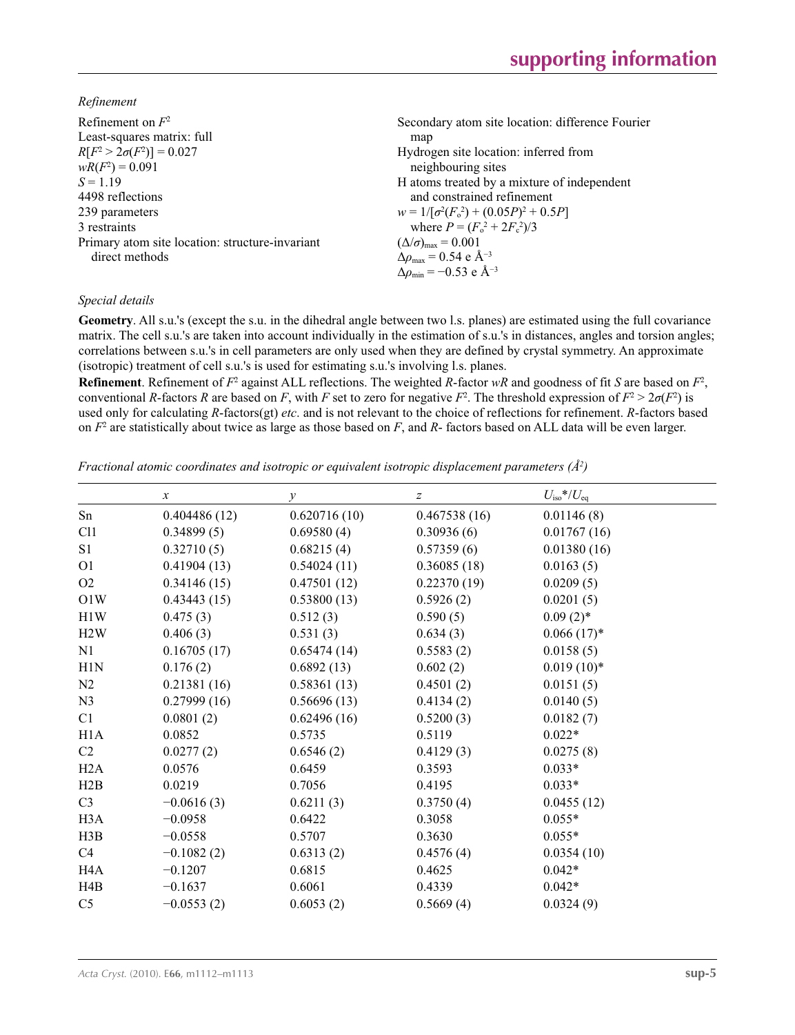*Refinement*

Refinement on $F^2$
Least-squares matrix: full
$R[F^2 > 2\sigma(F^2)] = 0.027$
$wR(F^2) = 0.091$
$S = 1.19$
4498 reflections
239 parameters
3 restraints
Primary atom site location: structure-invariant direct methods
Secondary atom site location: difference Fourier map
Hydrogen site location: inferred from neighbouring sites
H atoms treated by a mixture of independent and constrained refinement
$w = 1/[\sigma^2(F_o^2) + (0.05P)^2 + 0.5P]$
where $P = (F_o^2 + 2F_c^2)/3$
$(\Delta/\sigma)_{max} = 0.001$
$\Delta\rho_{max} = 0.54$ e Å$^{-3}$
$\Delta\rho_{min} = -0.53$ e Å$^{-3}$

*Special details*

**Geometry**. All s.u.'s (except the s.u. in the dihedral angle between two l.s. planes) are estimated using the full covariance matrix. The cell s.u.'s are taken into account individually in the estimation of s.u.'s in distances, angles and torsion angles; correlations between s.u.'s in cell parameters are only used when they are defined by crystal symmetry. An approximate (isotropic) treatment of cell s.u.'s is used for estimating s.u.'s involving l.s. planes.

**Refinement**. Refinement of $F^2$ against ALL reflections. The weighted $R$-factor $wR$ and goodness of fit $S$ are based on $F^2$, conventional $R$-factors $R$ are based on $F$, with $F$ set to zero for negative $F^2$. The threshold expression of $F^2 > 2\sigma(F^2)$ is used only for calculating $R$-factors(gt) *etc*. and is not relevant to the choice of reflections for refinement. $R$-factors based on $F^2$ are statistically about twice as large as those based on $F$, and $R$- factors based on ALL data will be even larger.

*Fractional atomic coordinates and isotropic or equivalent isotropic displacement parameters (Å$^2$)*

| | $x$ | $y$ | $z$ | $U_{iso}$\*/$U_{eq}$ |
|---|---|---|---|---|
| Sn | 0.404486 (12) | 0.620716 (10) | 0.467538 (16) | 0.01146 (8) |
| Cl1 | 0.34899 (5) | 0.69580 (4) | 0.30936 (6) | 0.01767 (16) |
| S1 | 0.32710 (5) | 0.68215 (4) | 0.57359 (6) | 0.01380 (16) |
| O1 | 0.41904 (13) | 0.54024 (11) | 0.36085 (18) | 0.0163 (5) |
| O2 | 0.34146 (15) | 0.47501 (12) | 0.22370 (19) | 0.0209 (5) |
| O1W | 0.43443 (15) | 0.53800 (13) | 0.5926 (2) | 0.0201 (5) |
| H1W | 0.475 (3) | 0.512 (3) | 0.590 (5) | 0.09 (2)* |
| H2W | 0.406 (3) | 0.531 (3) | 0.634 (3) | 0.066 (17)* |
| N1 | 0.16705 (17) | 0.65474 (14) | 0.5583 (2) | 0.0158 (5) |
| H1N | 0.176 (2) | 0.6892 (13) | 0.602 (2) | 0.019 (10)* |
| N2 | 0.21381 (16) | 0.58361 (13) | 0.4501 (2) | 0.0151 (5) |
| N3 | 0.27999 (16) | 0.56696 (13) | 0.4134 (2) | 0.0140 (5) |
| C1 | 0.0801 (2) | 0.62496 (16) | 0.5200 (3) | 0.0182 (7) |
| H1A | 0.0852 | 0.5735 | 0.5119 | 0.022* |
| C2 | 0.0277 (2) | 0.6546 (2) | 0.4129 (3) | 0.0275 (8) |
| H2A | 0.0576 | 0.6459 | 0.3593 | 0.033* |
| H2B | 0.0219 | 0.7056 | 0.4195 | 0.033* |
| C3 | −0.0616 (3) | 0.6211 (3) | 0.3750 (4) | 0.0455 (12) |
| H3A | −0.0958 | 0.6422 | 0.3058 | 0.055* |
| H3B | −0.0558 | 0.5707 | 0.3630 | 0.055* |
| C4 | −0.1082 (2) | 0.6313 (2) | 0.4576 (4) | 0.0354 (10) |
| H4A | −0.1207 | 0.6815 | 0.4625 | 0.042* |
| H4B | −0.1637 | 0.6061 | 0.4339 | 0.042* |
| C5 | −0.0553 (2) | 0.6053 (2) | 0.5669 (4) | 0.0324 (9) |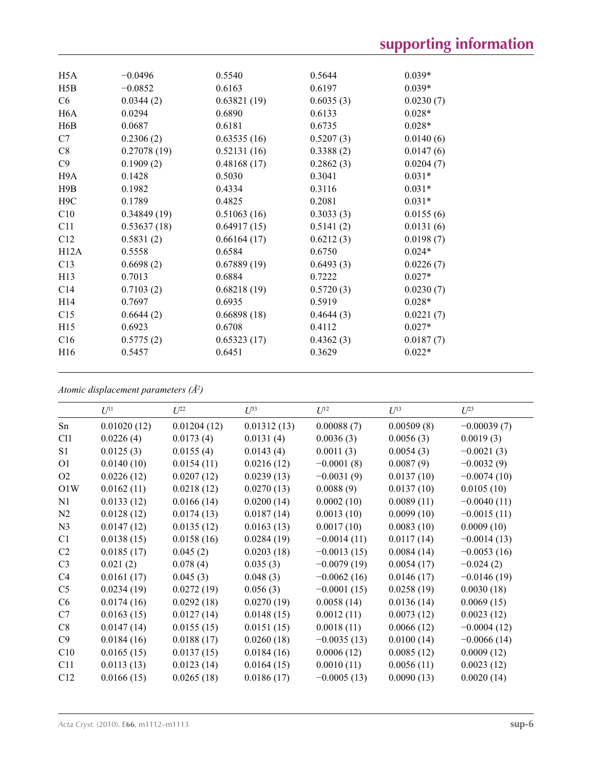| | | | | |
|---|---|---|---|---|
| H5A | −0.0496 | 0.5540 | 0.5644 | 0.039* |
| H5B | −0.0852 | 0.6163 | 0.6197 | 0.039* |
| C6 | 0.0344 (2) | 0.63821 (19) | 0.6035 (3) | 0.0230 (7) |
| H6A | 0.0294 | 0.6890 | 0.6133 | 0.028* |
| H6B | 0.0687 | 0.6181 | 0.6735 | 0.028* |
| C7 | 0.2306 (2) | 0.63535 (16) | 0.5207 (3) | 0.0140 (6) |
| C8 | 0.27078 (19) | 0.52131 (16) | 0.3388 (2) | 0.0147 (6) |
| C9 | 0.1909 (2) | 0.48168 (17) | 0.2862 (3) | 0.0204 (7) |
| H9A | 0.1428 | 0.5030 | 0.3041 | 0.031* |
| H9B | 0.1982 | 0.4334 | 0.3116 | 0.031* |
| H9C | 0.1789 | 0.4825 | 0.2081 | 0.031* |
| C10 | 0.34849 (19) | 0.51063 (16) | 0.3033 (3) | 0.0155 (6) |
| C11 | 0.53637 (18) | 0.64917 (15) | 0.5141 (2) | 0.0131 (6) |
| C12 | 0.5831 (2) | 0.66164 (17) | 0.6212 (3) | 0.0198 (7) |
| H12A | 0.5558 | 0.6584 | 0.6750 | 0.024* |
| C13 | 0.6698 (2) | 0.67889 (19) | 0.6493 (3) | 0.0226 (7) |
| H13 | 0.7013 | 0.6884 | 0.7222 | 0.027* |
| C14 | 0.7103 (2) | 0.68218 (19) | 0.5720 (3) | 0.0230 (7) |
| H14 | 0.7697 | 0.6935 | 0.5919 | 0.028* |
| C15 | 0.6644 (2) | 0.66898 (18) | 0.4644 (3) | 0.0221 (7) |
| H15 | 0.6923 | 0.6708 | 0.4112 | 0.027* |
| C16 | 0.5775 (2) | 0.65323 (17) | 0.4362 (3) | 0.0187 (7) |
| H16 | 0.5457 | 0.6451 | 0.3629 | 0.022* |

*Atomic displacement parameters (Å²)*

| | $U^{11}$ | $U^{22}$ | $U^{33}$ | $U^{12}$ | $U^{13}$ | $U^{23}$ |
|---|---|---|---|---|---|---|
| Sn | 0.01020 (12) | 0.01204 (12) | 0.01312 (13) | 0.00088 (7) | 0.00509 (8) | −0.00039 (7) |
| Cl1 | 0.0226 (4) | 0.0173 (4) | 0.0131 (4) | 0.0036 (3) | 0.0056 (3) | 0.0019 (3) |
| S1 | 0.0125 (3) | 0.0155 (4) | 0.0143 (4) | 0.0011 (3) | 0.0054 (3) | −0.0021 (3) |
| O1 | 0.0140 (10) | 0.0154 (11) | 0.0216 (12) | −0.0001 (8) | 0.0087 (9) | −0.0032 (9) |
| O2 | 0.0226 (12) | 0.0207 (12) | 0.0239 (13) | −0.0031 (9) | 0.0137 (10) | −0.0074 (10) |
| O1W | 0.0162 (11) | 0.0218 (12) | 0.0270 (13) | 0.0088 (9) | 0.0137 (10) | 0.0105 (10) |
| N1 | 0.0133 (12) | 0.0166 (14) | 0.0200 (14) | 0.0002 (10) | 0.0089 (11) | −0.0040 (11) |
| N2 | 0.0128 (12) | 0.0174 (13) | 0.0187 (14) | 0.0013 (10) | 0.0099 (10) | −0.0015 (11) |
| N3 | 0.0147 (12) | 0.0135 (12) | 0.0163 (13) | 0.0017 (10) | 0.0083 (10) | 0.0009 (10) |
| C1 | 0.0138 (15) | 0.0158 (16) | 0.0284 (19) | −0.0014 (11) | 0.0117 (14) | −0.0014 (13) |
| C2 | 0.0185 (17) | 0.045 (2) | 0.0203 (18) | −0.0013 (15) | 0.0084 (14) | −0.0053 (16) |
| C3 | 0.021 (2) | 0.078 (4) | 0.035 (3) | −0.0079 (19) | 0.0054 (17) | −0.024 (2) |
| C4 | 0.0161 (17) | 0.045 (3) | 0.048 (3) | −0.0062 (16) | 0.0146 (17) | −0.0146 (19) |
| C5 | 0.0234 (19) | 0.0272 (19) | 0.056 (3) | −0.0001 (15) | 0.0258 (19) | 0.0030 (18) |
| C6 | 0.0174 (16) | 0.0292 (18) | 0.0270 (19) | 0.0058 (14) | 0.0136 (14) | 0.0069 (15) |
| C7 | 0.0163 (15) | 0.0127 (14) | 0.0148 (15) | 0.0012 (11) | 0.0073 (12) | 0.0023 (12) |
| C8 | 0.0147 (14) | 0.0155 (15) | 0.0151 (15) | 0.0018 (11) | 0.0066 (12) | −0.0004 (12) |
| C9 | 0.0184 (16) | 0.0188 (17) | 0.0260 (18) | −0.0035 (13) | 0.0100 (14) | −0.0066 (14) |
| C10 | 0.0165 (15) | 0.0137 (15) | 0.0184 (16) | 0.0006 (12) | 0.0085 (12) | 0.0009 (12) |
| C11 | 0.0113 (13) | 0.0123 (14) | 0.0164 (15) | 0.0010 (11) | 0.0056 (11) | 0.0023 (12) |
| C12 | 0.0166 (15) | 0.0265 (18) | 0.0186 (17) | −0.0005 (13) | 0.0090 (13) | 0.0020 (14) |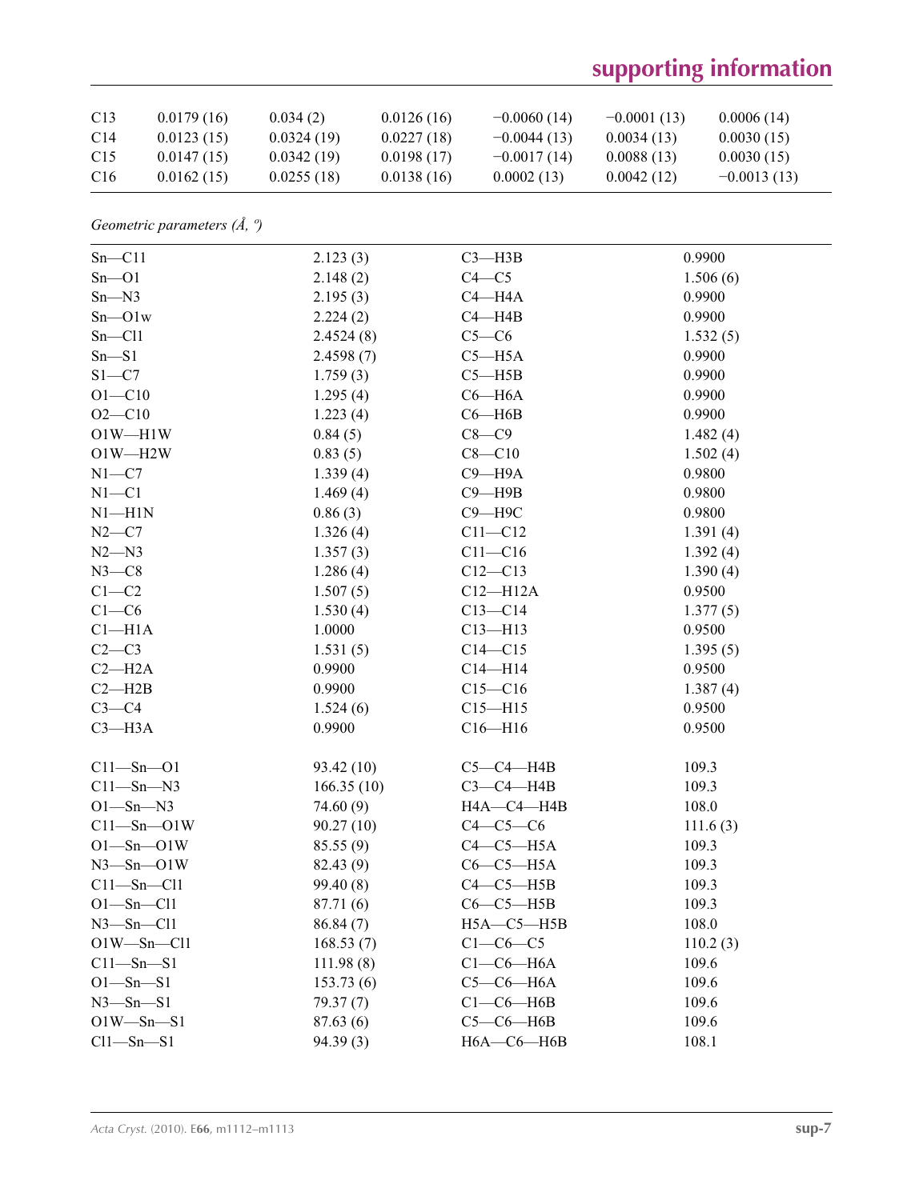| C13 | 0.0179 (16) | 0.034 (2) | 0.0126 (16) | −0.0060 (14) | −0.0001 (13) | 0.0006 (14) |
|---|---|---|---|---|---|---|
| C14 | 0.0123 (15) | 0.0324 (19) | 0.0227 (18) | −0.0044 (13) | 0.0034 (13) | 0.0030 (15) |
| C15 | 0.0147 (15) | 0.0342 (19) | 0.0198 (17) | −0.0017 (14) | 0.0088 (13) | 0.0030 (15) |
| C16 | 0.0162 (15) | 0.0255 (18) | 0.0138 (16) | 0.0002 (13) | 0.0042 (12) | −0.0013 (13) |

*Geometric parameters (Å, º)*

| | | | |
|---|---|---|---|
| Sn—C11 | 2.123 (3) | C3—H3B | 0.9900 |
| Sn—O1 | 2.148 (2) | C4—C5 | 1.506 (6) |
| Sn—N3 | 2.195 (3) | C4—H4A | 0.9900 |
| Sn—O1w | 2.224 (2) | C4—H4B | 0.9900 |
| Sn—Cl1 | 2.4524 (8) | C5—C6 | 1.532 (5) |
| Sn—S1 | 2.4598 (7) | C5—H5A | 0.9900 |
| S1—C7 | 1.759 (3) | C5—H5B | 0.9900 |
| O1—C10 | 1.295 (4) | C6—H6A | 0.9900 |
| O2—C10 | 1.223 (4) | C6—H6B | 0.9900 |
| O1W—H1W | 0.84 (5) | C8—C9 | 1.482 (4) |
| O1W—H2W | 0.83 (5) | C8—C10 | 1.502 (4) |
| N1—C7 | 1.339 (4) | C9—H9A | 0.9800 |
| N1—C1 | 1.469 (4) | C9—H9B | 0.9800 |
| N1—H1N | 0.86 (3) | C9—H9C | 0.9800 |
| N2—C7 | 1.326 (4) | C11—C12 | 1.391 (4) |
| N2—N3 | 1.357 (3) | C11—C16 | 1.392 (4) |
| N3—C8 | 1.286 (4) | C12—C13 | 1.390 (4) |
| C1—C2 | 1.507 (5) | C12—H12A | 0.9500 |
| C1—C6 | 1.530 (4) | C13—C14 | 1.377 (5) |
| C1—H1A | 1.0000 | C13—H13 | 0.9500 |
| C2—C3 | 1.531 (5) | C14—C15 | 1.395 (5) |
| C2—H2A | 0.9900 | C14—H14 | 0.9500 |
| C2—H2B | 0.9900 | C15—C16 | 1.387 (4) |
| C3—C4 | 1.524 (6) | C15—H15 | 0.9500 |
| C3—H3A | 0.9900 | C16—H16 | 0.9500 |
| | | | |
| C11—Sn—O1 | 93.42 (10) | C5—C4—H4B | 109.3 |
| C11—Sn—N3 | 166.35 (10) | C3—C4—H4B | 109.3 |
| O1—Sn—N3 | 74.60 (9) | H4A—C4—H4B | 108.0 |
| C11—Sn—O1W | 90.27 (10) | C4—C5—C6 | 111.6 (3) |
| O1—Sn—O1W | 85.55 (9) | C4—C5—H5A | 109.3 |
| N3—Sn—O1W | 82.43 (9) | C6—C5—H5A | 109.3 |
| C11—Sn—Cl1 | 99.40 (8) | C4—C5—H5B | 109.3 |
| O1—Sn—Cl1 | 87.71 (6) | C6—C5—H5B | 109.3 |
| N3—Sn—Cl1 | 86.84 (7) | H5A—C5—H5B | 108.0 |
| O1W—Sn—Cl1 | 168.53 (7) | C1—C6—C5 | 110.2 (3) |
| C11—Sn—S1 | 111.98 (8) | C1—C6—H6A | 109.6 |
| O1—Sn—S1 | 153.73 (6) | C5—C6—H6A | 109.6 |
| N3—Sn—S1 | 79.37 (7) | C1—C6—H6B | 109.6 |
| O1W—Sn—S1 | 87.63 (6) | C5—C6—H6B | 109.6 |
| Cl1—Sn—S1 | 94.39 (3) | H6A—C6—H6B | 108.1 |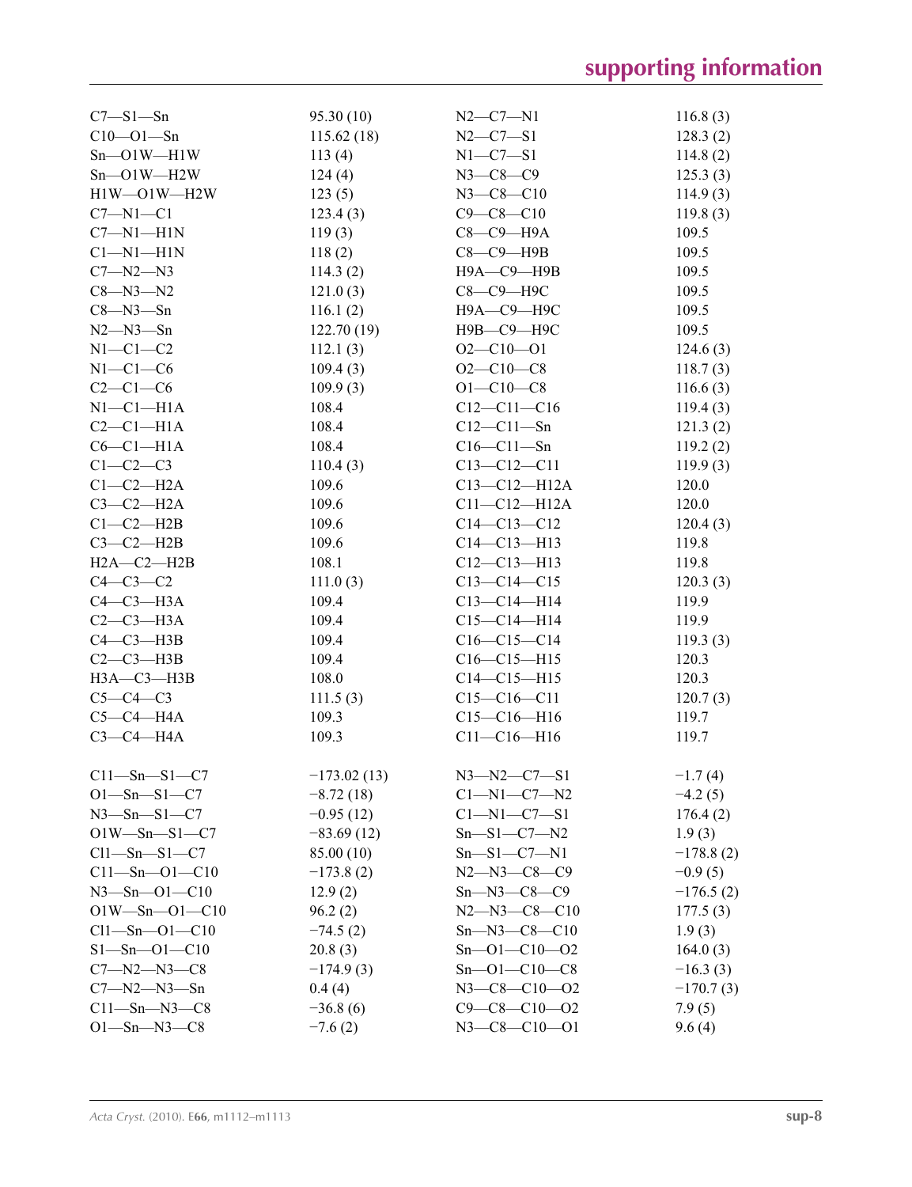| | | | |
|---|---|---|---|
| C7—S1—Sn | 95.30 (10) | N2—C7—N1 | 116.8 (3) |
| C10—O1—Sn | 115.62 (18) | N2—C7—S1 | 128.3 (2) |
| Sn—O1W—H1W | 113 (4) | N1—C7—S1 | 114.8 (2) |
| Sn—O1W—H2W | 124 (4) | N3—C8—C9 | 125.3 (3) |
| H1W—O1W—H2W | 123 (5) | N3—C8—C10 | 114.9 (3) |
| C7—N1—C1 | 123.4 (3) | C9—C8—C10 | 119.8 (3) |
| C7—N1—H1N | 119 (3) | C8—C9—H9A | 109.5 |
| C1—N1—H1N | 118 (2) | C8—C9—H9B | 109.5 |
| C7—N2—N3 | 114.3 (2) | H9A—C9—H9B | 109.5 |
| C8—N3—N2 | 121.0 (3) | C8—C9—H9C | 109.5 |
| C8—N3—Sn | 116.1 (2) | H9A—C9—H9C | 109.5 |
| N2—N3—Sn | 122.70 (19) | H9B—C9—H9C | 109.5 |
| N1—C1—C2 | 112.1 (3) | O2—C10—O1 | 124.6 (3) |
| N1—C1—C6 | 109.4 (3) | O2—C10—C8 | 118.7 (3) |
| C2—C1—C6 | 109.9 (3) | O1—C10—C8 | 116.6 (3) |
| N1—C1—H1A | 108.4 | C12—C11—C16 | 119.4 (3) |
| C2—C1—H1A | 108.4 | C12—C11—Sn | 121.3 (2) |
| C6—C1—H1A | 108.4 | C16—C11—Sn | 119.2 (2) |
| C1—C2—C3 | 110.4 (3) | C13—C12—C11 | 119.9 (3) |
| C1—C2—H2A | 109.6 | C13—C12—H12A | 120.0 |
| C3—C2—H2A | 109.6 | C11—C12—H12A | 120.0 |
| C1—C2—H2B | 109.6 | C14—C13—C12 | 120.4 (3) |
| C3—C2—H2B | 109.6 | C14—C13—H13 | 119.8 |
| H2A—C2—H2B | 108.1 | C12—C13—H13 | 119.8 |
| C4—C3—C2 | 111.0 (3) | C13—C14—C15 | 120.3 (3) |
| C4—C3—H3A | 109.4 | C13—C14—H14 | 119.9 |
| C2—C3—H3A | 109.4 | C15—C14—H14 | 119.9 |
| C4—C3—H3B | 109.4 | C16—C15—C14 | 119.3 (3) |
| C2—C3—H3B | 109.4 | C16—C15—H15 | 120.3 |
| H3A—C3—H3B | 108.0 | C14—C15—H15 | 120.3 |
| C5—C4—C3 | 111.5 (3) | C15—C16—C11 | 120.7 (3) |
| C5—C4—H4A | 109.3 | C15—C16—H16 | 119.7 |
| C3—C4—H4A | 109.3 | C11—C16—H16 | 119.7 |

| | | | |
|---|---|---|---|
| C11—Sn—S1—C7 | −173.02 (13) | N3—N2—C7—S1 | −1.7 (4) |
| O1—Sn—S1—C7 | −8.72 (18) | C1—N1—C7—N2 | −4.2 (5) |
| N3—Sn—S1—C7 | −0.95 (12) | C1—N1—C7—S1 | 176.4 (2) |
| O1W—Sn—S1—C7 | −83.69 (12) | Sn—S1—C7—N2 | 1.9 (3) |
| Cl1—Sn—S1—C7 | 85.00 (10) | Sn—S1—C7—N1 | −178.8 (2) |
| C11—Sn—O1—C10 | −173.8 (2) | N2—N3—C8—C9 | −0.9 (5) |
| N3—Sn—O1—C10 | 12.9 (2) | Sn—N3—C8—C9 | −176.5 (2) |
| O1W—Sn—O1—C10 | 96.2 (2) | N2—N3—C8—C10 | 177.5 (3) |
| Cl1—Sn—O1—C10 | −74.5 (2) | Sn—N3—C8—C10 | 1.9 (3) |
| S1—Sn—O1—C10 | 20.8 (3) | Sn—O1—C10—O2 | 164.0 (3) |
| C7—N2—N3—C8 | −174.9 (3) | Sn—O1—C10—C8 | −16.3 (3) |
| C7—N2—N3—Sn | 0.4 (4) | N3—C8—C10—O2 | −170.7 (3) |
| C11—Sn—N3—C8 | −36.8 (6) | C9—C8—C10—O2 | 7.9 (5) |
| O1—Sn—N3—C8 | −7.6 (2) | N3—C8—C10—O1 | 9.6 (4) |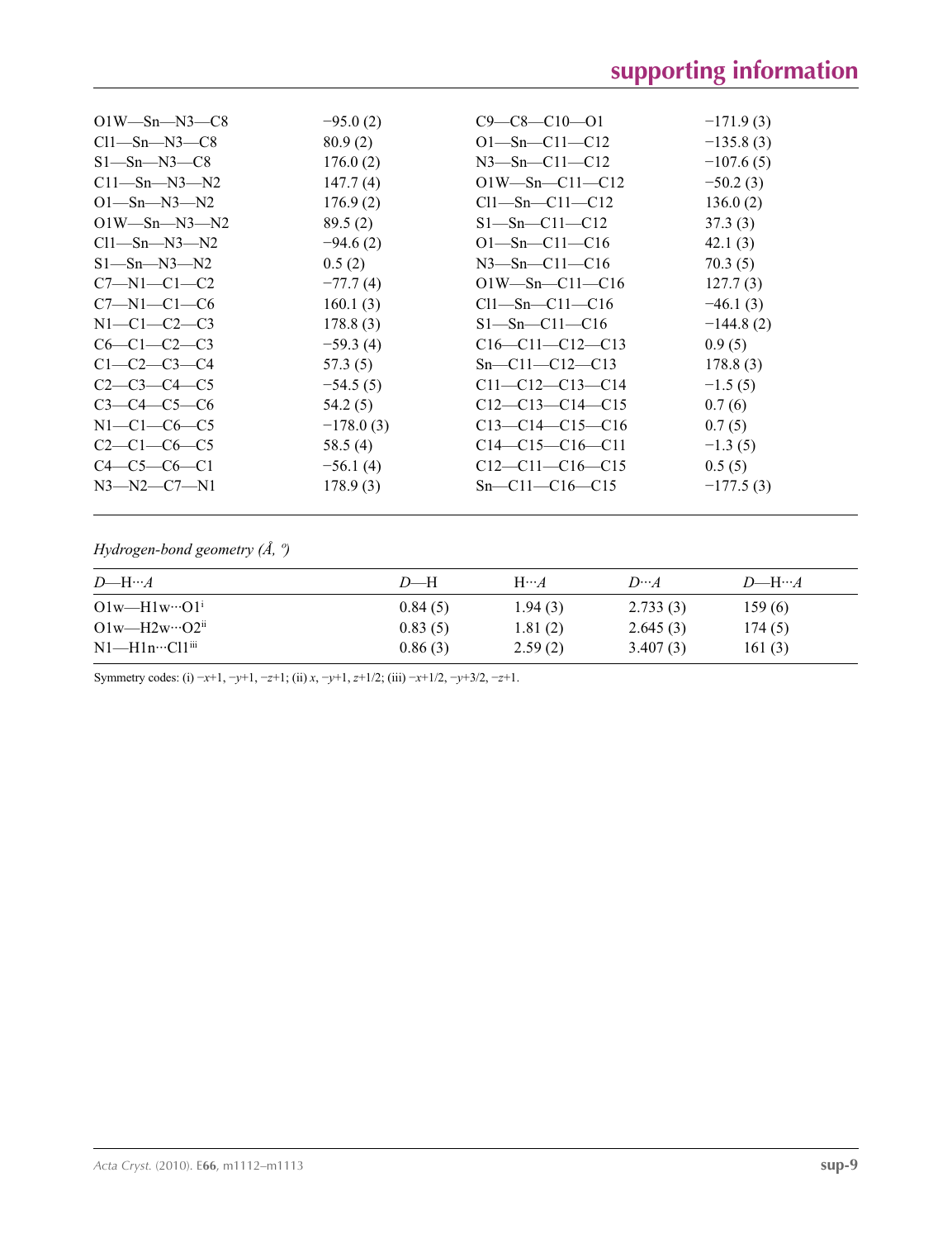| | | | |
|---|---|---|---|
| O1W—Sn—N3—C8 | −95.0 (2) | C9—C8—C10—O1 | −171.9 (3) |
| Cl1—Sn—N3—C8 | 80.9 (2) | O1—Sn—C11—C12 | −135.8 (3) |
| S1—Sn—N3—C8 | 176.0 (2) | N3—Sn—C11—C12 | −107.6 (5) |
| C11—Sn—N3—N2 | 147.7 (4) | O1W—Sn—C11—C12 | −50.2 (3) |
| O1—Sn—N3—N2 | 176.9 (2) | Cl1—Sn—C11—C12 | 136.0 (2) |
| O1W—Sn—N3—N2 | 89.5 (2) | S1—Sn—C11—C12 | 37.3 (3) |
| Cl1—Sn—N3—N2 | −94.6 (2) | O1—Sn—C11—C16 | 42.1 (3) |
| S1—Sn—N3—N2 | 0.5 (2) | N3—Sn—C11—C16 | 70.3 (5) |
| C7—N1—C1—C2 | −77.7 (4) | O1W—Sn—C11—C16 | 127.7 (3) |
| C7—N1—C1—C6 | 160.1 (3) | Cl1—Sn—C11—C16 | −46.1 (3) |
| N1—C1—C2—C3 | 178.8 (3) | S1—Sn—C11—C16 | −144.8 (2) |
| C6—C1—C2—C3 | −59.3 (4) | C16—C11—C12—C13 | 0.9 (5) |
| C1—C2—C3—C4 | 57.3 (5) | Sn—C11—C12—C13 | 178.8 (3) |
| C2—C3—C4—C5 | −54.5 (5) | C11—C12—C13—C14 | −1.5 (5) |
| C3—C4—C5—C6 | 54.2 (5) | C12—C13—C14—C15 | 0.7 (6) |
| N1—C1—C6—C5 | −178.0 (3) | C13—C14—C15—C16 | 0.7 (5) |
| C2—C1—C6—C5 | 58.5 (4) | C14—C15—C16—C11 | −1.3 (5) |
| C4—C5—C6—C1 | −56.1 (4) | C12—C11—C16—C15 | 0.5 (5) |
| N3—N2—C7—N1 | 178.9 (3) | Sn—C11—C16—C15 | −177.5 (3) |

*Hydrogen-bond geometry (Å, º)*

| *D*—H···*A* | *D*—H | H···*A* | *D*···*A* | *D*—H···*A* |
|---|---|---|---|---|
| O1w—H1w···O1[i] | 0.84 (5) | 1.94 (3) | 2.733 (3) | 159 (6) |
| O1w—H2w···O2[ii] | 0.83 (5) | 1.81 (2) | 2.645 (3) | 174 (5) |
| N1—H1n···Cl1[iii] | 0.86 (3) | 2.59 (2) | 3.407 (3) | 161 (3) |

Symmetry codes: (i) −*x*+1, −*y*+1, −*z*+1; (ii) *x*, −*y*+1, *z*+1/2; (iii) −*x*+1/2, −*y*+3/2, −*z*+1.